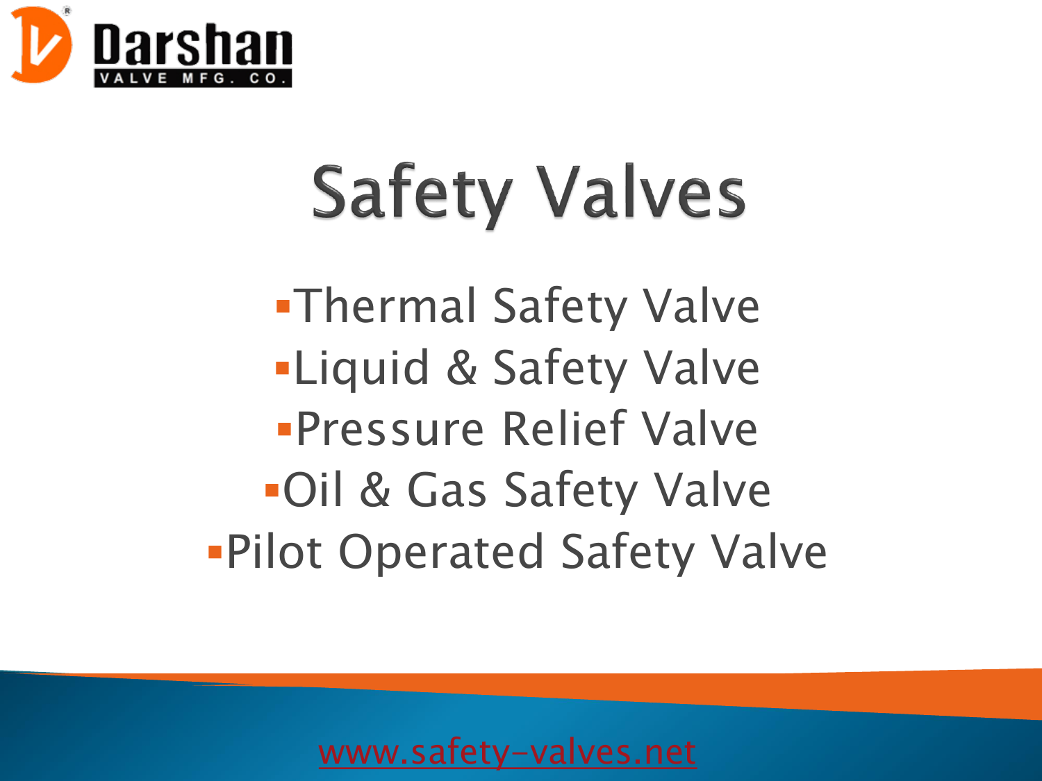Darshan
VALVE MFG. CO.

# Safety Valves

- Thermal Safety Valve
- Liquid & Safety Valve
- Pressure Relief Valve
- Oil & Gas Safety Valve
- Pilot Operated Safety Valve

www.safety-valves.net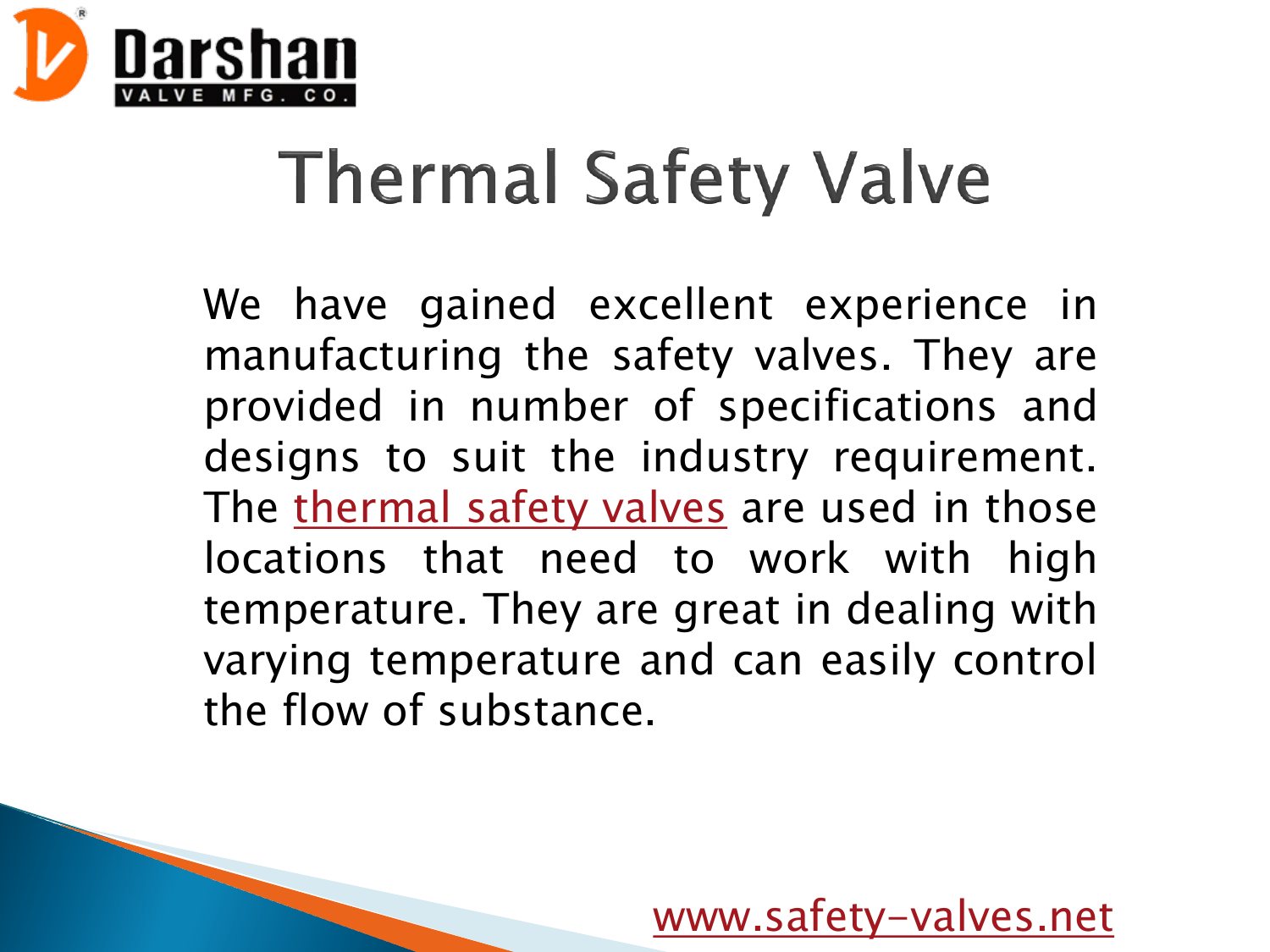# Thermal Safety Valve

We have gained excellent experience in manufacturing the safety valves. They are provided in number of specifications and designs to suit the industry requirement. The thermal safety valves are used in those locations that need to work with high temperature. They are great in dealing with varying temperature and can easily control the flow of substance.

www.safety-valves.net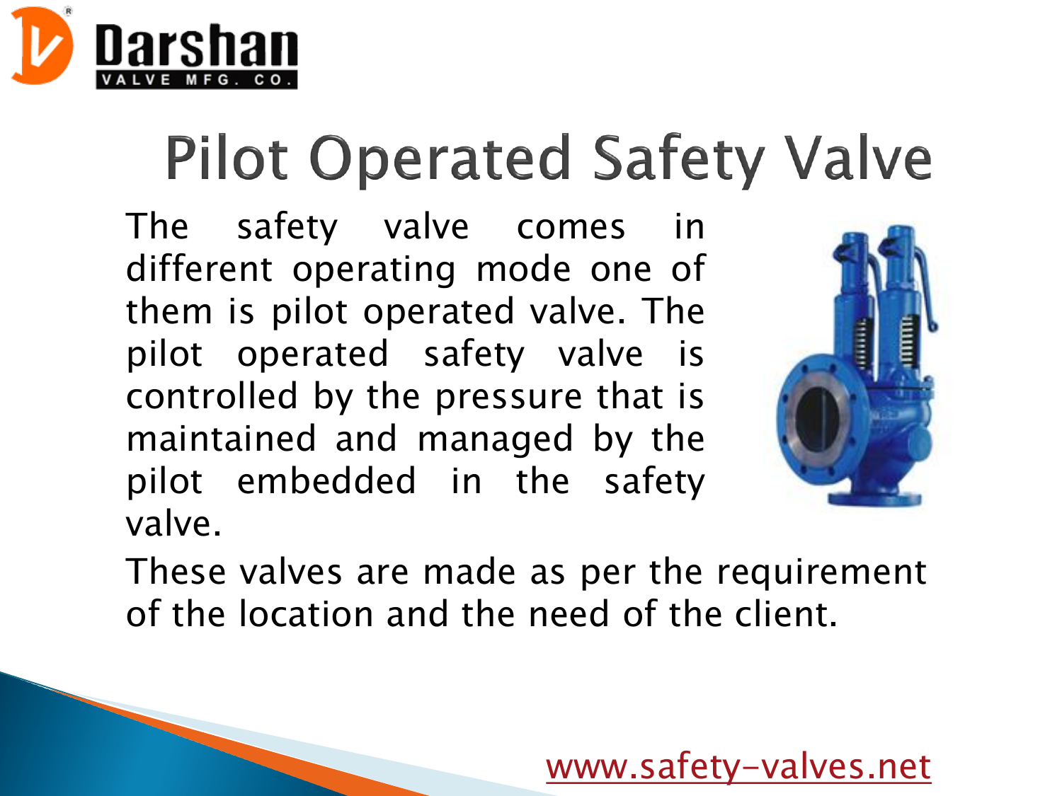# Pilot Operated Safety Valve

The safety valve comes in different operating mode one of them is pilot operated valve. The pilot operated safety valve is controlled by the pressure that is maintained and managed by the pilot embedded in the safety valve.

These valves are made as per the requirement of the location and the need of the client.

www.safety-valves.net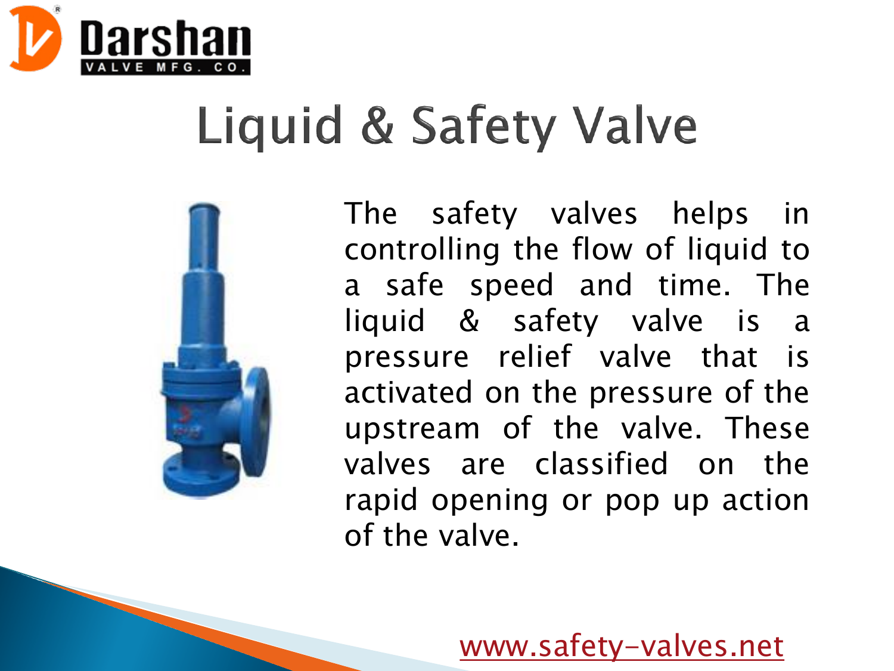# Liquid & Safety Valve

The safety valves helps in controlling the flow of liquid to a safe speed and time. The liquid & safety valve is a pressure relief valve that is activated on the pressure of the upstream of the valve. These valves are classified on the rapid opening or pop up action of the valve.

www.safety-valves.net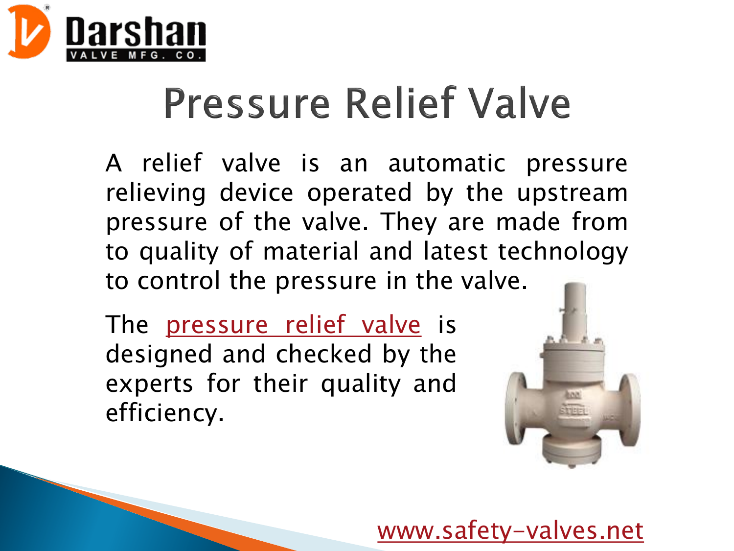# Pressure Relief Valve

A relief valve is an automatic pressure relieving device operated by the upstream pressure of the valve. They are made from to quality of material and latest technology to control the pressure in the valve.

The pressure relief valve is designed and checked by the experts for their quality and efficiency.

www.safety-valves.net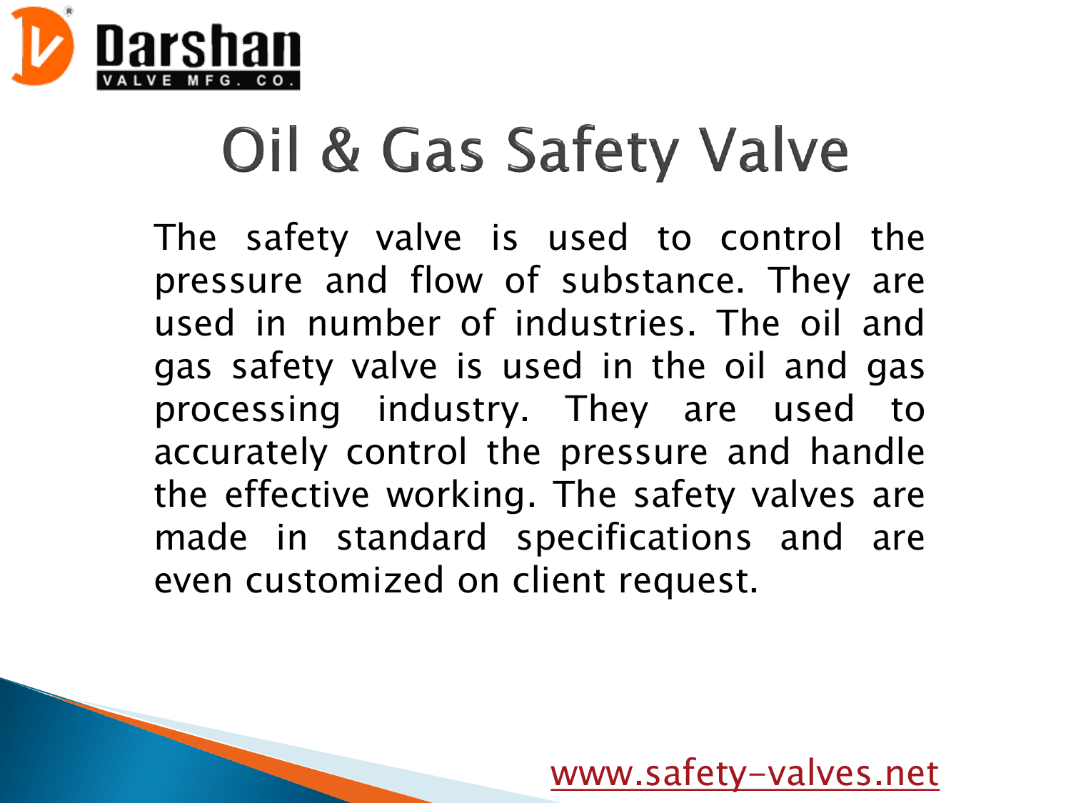# Oil & Gas Safety Valve

The safety valve is used to control the pressure and flow of substance. They are used in number of industries. The oil and gas safety valve is used in the oil and gas processing industry. They are used to accurately control the pressure and handle the effective working. The safety valves are made in standard specifications and are even customized on client request.

www.safety-valves.net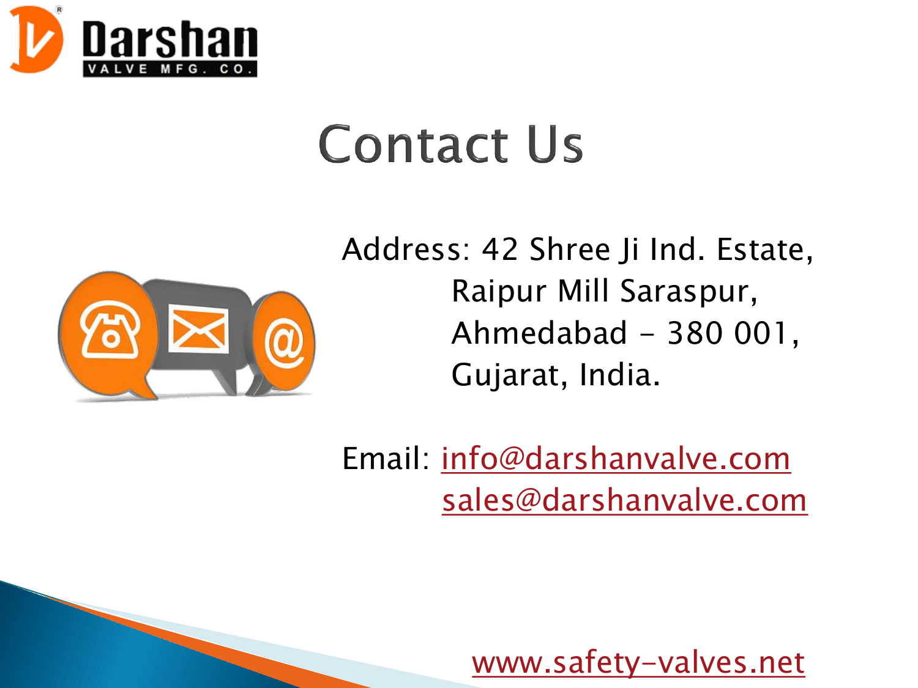Darshan
VALVE MFG. CO.

# Contact Us

Address: 42 Shree Ji Ind. Estate,
Raipur Mill Saraspur,
Ahmedabad – 380 001,
Gujarat, India.

Email: info@darshanvalve.com
sales@darshanvalve.com

www.safety-valves.net